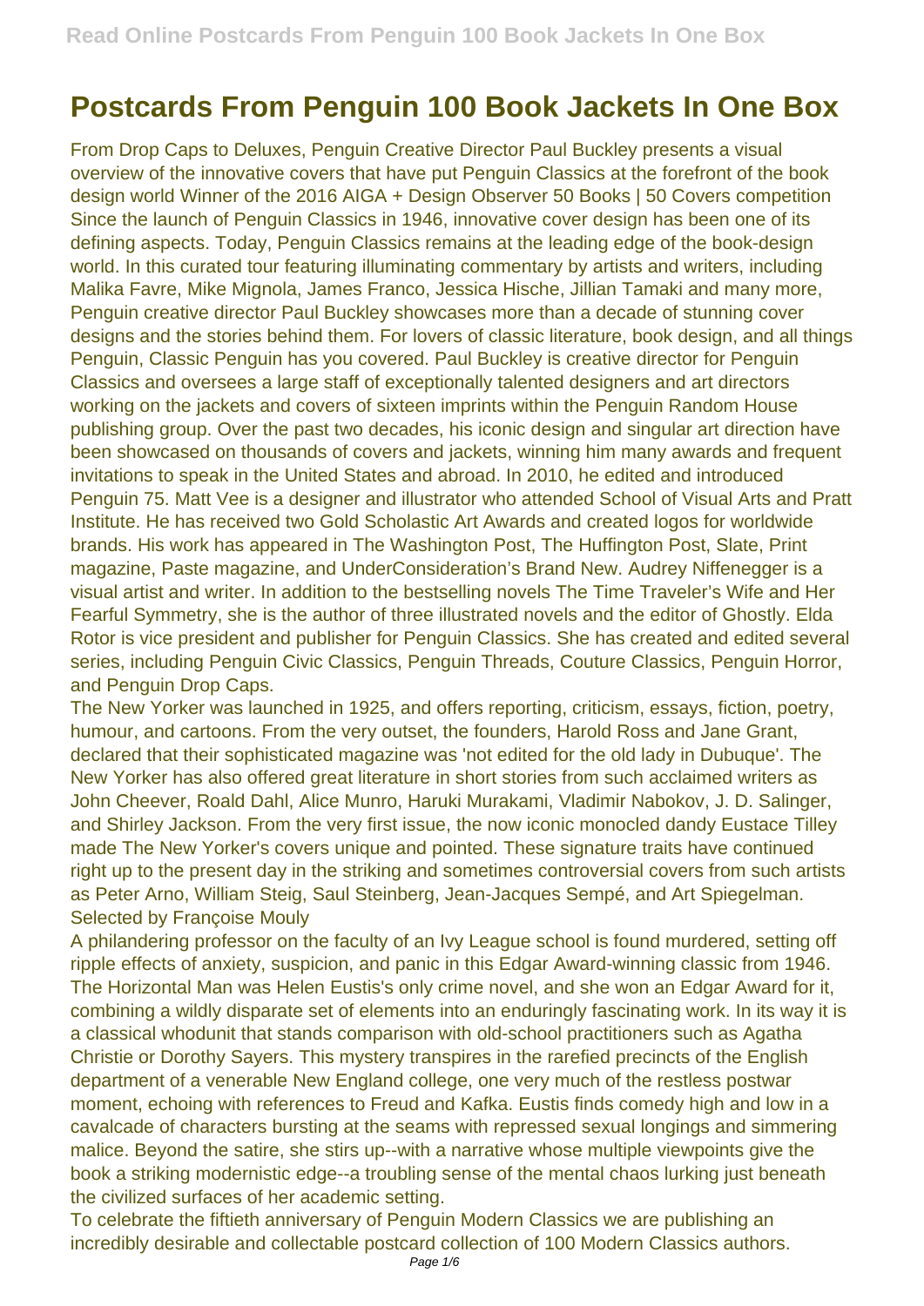# Postcards From Penguin 100 Book Jackets In One Box

From Drop Caps to Deluxes, Penguin Creative Director Paul Buckley presents a visual overview of the innovative covers that have put Penguin Classics at the forefront of the book design world Winner of the 2016 AIGA + Design Observer 50 Books | 50 Covers competition Since the launch of Penguin Classics in 1946, innovative cover design has been one of its defining aspects. Today, Penguin Classics remains at the leading edge of the book-design world. In this curated tour featuring illuminating commentary by artists and writers, including Malika Favre, Mike Mignola, James Franco, Jessica Hische, Jillian Tamaki and many more, Penguin creative director Paul Buckley showcases more than a decade of stunning cover designs and the stories behind them. For lovers of classic literature, book design, and all things Penguin, Classic Penguin has you covered. Paul Buckley is creative director for Penguin Classics and oversees a large staff of exceptionally talented designers and art directors working on the jackets and covers of sixteen imprints within the Penguin Random House publishing group. Over the past two decades, his iconic design and singular art direction have been showcased on thousands of covers and jackets, winning him many awards and frequent invitations to speak in the United States and abroad. In 2010, he edited and introduced Penguin 75. Matt Vee is a designer and illustrator who attended School of Visual Arts and Pratt Institute. He has received two Gold Scholastic Art Awards and created logos for worldwide brands. His work has appeared in The Washington Post, The Huffington Post, Slate, Print magazine, Paste magazine, and UnderConsideration's Brand New. Audrey Niffenegger is a visual artist and writer. In addition to the bestselling novels The Time Traveler's Wife and Her Fearful Symmetry, she is the author of three illustrated novels and the editor of Ghostly. Elda Rotor is vice president and publisher for Penguin Classics. She has created and edited several series, including Penguin Civic Classics, Penguin Threads, Couture Classics, Penguin Horror, and Penguin Drop Caps.

The New Yorker was launched in 1925, and offers reporting, criticism, essays, fiction, poetry, humour, and cartoons. From the very outset, the founders, Harold Ross and Jane Grant, declared that their sophisticated magazine was 'not edited for the old lady in Dubuque'. The New Yorker has also offered great literature in short stories from such acclaimed writers as John Cheever, Roald Dahl, Alice Munro, Haruki Murakami, Vladimir Nabokov, J. D. Salinger, and Shirley Jackson. From the very first issue, the now iconic monocled dandy Eustace Tilley made The New Yorker's covers unique and pointed. These signature traits have continued right up to the present day in the striking and sometimes controversial covers from such artists as Peter Arno, William Steig, Saul Steinberg, Jean-Jacques Sempé, and Art Spiegelman. Selected by Françoise Mouly

A philandering professor on the faculty of an Ivy League school is found murdered, setting off ripple effects of anxiety, suspicion, and panic in this Edgar Award-winning classic from 1946. The Horizontal Man was Helen Eustis's only crime novel, and she won an Edgar Award for it, combining a wildly disparate set of elements into an enduringly fascinating work. In its way it is a classical whodunit that stands comparison with old-school practitioners such as Agatha Christie or Dorothy Sayers. This mystery transpires in the rarefied precincts of the English department of a venerable New England college, one very much of the restless postwar moment, echoing with references to Freud and Kafka. Eustis finds comedy high and low in a cavalcade of characters bursting at the seams with repressed sexual longings and simmering malice. Beyond the satire, she stirs up--with a narrative whose multiple viewpoints give the book a striking modernistic edge--a troubling sense of the mental chaos lurking just beneath the civilized surfaces of her academic setting.

To celebrate the fiftieth anniversary of Penguin Modern Classics we are publishing an incredibly desirable and collectable postcard collection of 100 Modern Classics authors.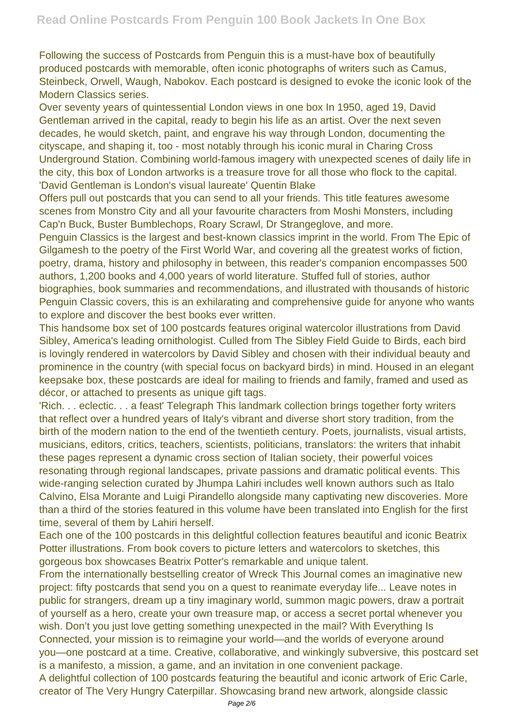Following the success of Postcards from Penguin this is a must-have box of beautifully produced postcards with memorable, often iconic photographs of writers such as Camus, Steinbeck, Orwell, Waugh, Nabokov. Each postcard is designed to evoke the iconic look of the Modern Classics series.

Over seventy years of quintessential London views in one box In 1950, aged 19, David Gentleman arrived in the capital, ready to begin his life as an artist. Over the next seven decades, he would sketch, paint, and engrave his way through London, documenting the cityscape, and shaping it, too - most notably through his iconic mural in Charing Cross Underground Station. Combining world-famous imagery with unexpected scenes of daily life in the city, this box of London artworks is a treasure trove for all those who flock to the capital. 'David Gentleman is London's visual laureate' Quentin Blake

Offers pull out postcards that you can send to all your friends. This title features awesome scenes from Monstro City and all your favourite characters from Moshi Monsters, including Cap'n Buck, Buster Bumblechops, Roary Scrawl, Dr Strangeglove, and more.

Penguin Classics is the largest and best-known classics imprint in the world. From The Epic of Gilgamesh to the poetry of the First World War, and covering all the greatest works of fiction, poetry, drama, history and philosophy in between, this reader's companion encompasses 500 authors, 1,200 books and 4,000 years of world literature. Stuffed full of stories, author biographies, book summaries and recommendations, and illustrated with thousands of historic Penguin Classic covers, this is an exhilarating and comprehensive guide for anyone who wants to explore and discover the best books ever written.

This handsome box set of 100 postcards features original watercolor illustrations from David Sibley, America's leading ornithologist. Culled from The Sibley Field Guide to Birds, each bird is lovingly rendered in watercolors by David Sibley and chosen with their individual beauty and prominence in the country (with special focus on backyard birds) in mind. Housed in an elegant keepsake box, these postcards are ideal for mailing to friends and family, framed and used as décor, or attached to presents as unique gift tags.

'Rich. . . eclectic. . . a feast' Telegraph This landmark collection brings together forty writers that reflect over a hundred years of Italy's vibrant and diverse short story tradition, from the birth of the modern nation to the end of the twentieth century. Poets, journalists, visual artists, musicians, editors, critics, teachers, scientists, politicians, translators: the writers that inhabit these pages represent a dynamic cross section of Italian society, their powerful voices resonating through regional landscapes, private passions and dramatic political events. This wide-ranging selection curated by Jhumpa Lahiri includes well known authors such as Italo Calvino, Elsa Morante and Luigi Pirandello alongside many captivating new discoveries. More than a third of the stories featured in this volume have been translated into English for the first time, several of them by Lahiri herself.

Each one of the 100 postcards in this delightful collection features beautiful and iconic Beatrix Potter illustrations. From book covers to picture letters and watercolors to sketches, this gorgeous box showcases Beatrix Potter's remarkable and unique talent.

From the internationally bestselling creator of Wreck This Journal comes an imaginative new project: fifty postcards that send you on a quest to reanimate everyday life... Leave notes in public for strangers, dream up a tiny imaginary world, summon magic powers, draw a portrait of yourself as a hero, create your own treasure map, or access a secret portal whenever you wish. Don't you just love getting something unexpected in the mail? With Everything Is Connected, your mission is to reimagine your world—and the worlds of everyone around you—one postcard at a time. Creative, collaborative, and winkingly subversive, this postcard set is a manifesto, a mission, a game, and an invitation in one convenient package.

A delightful collection of 100 postcards featuring the beautiful and iconic artwork of Eric Carle, creator of The Very Hungry Caterpillar. Showcasing brand new artwork, alongside classic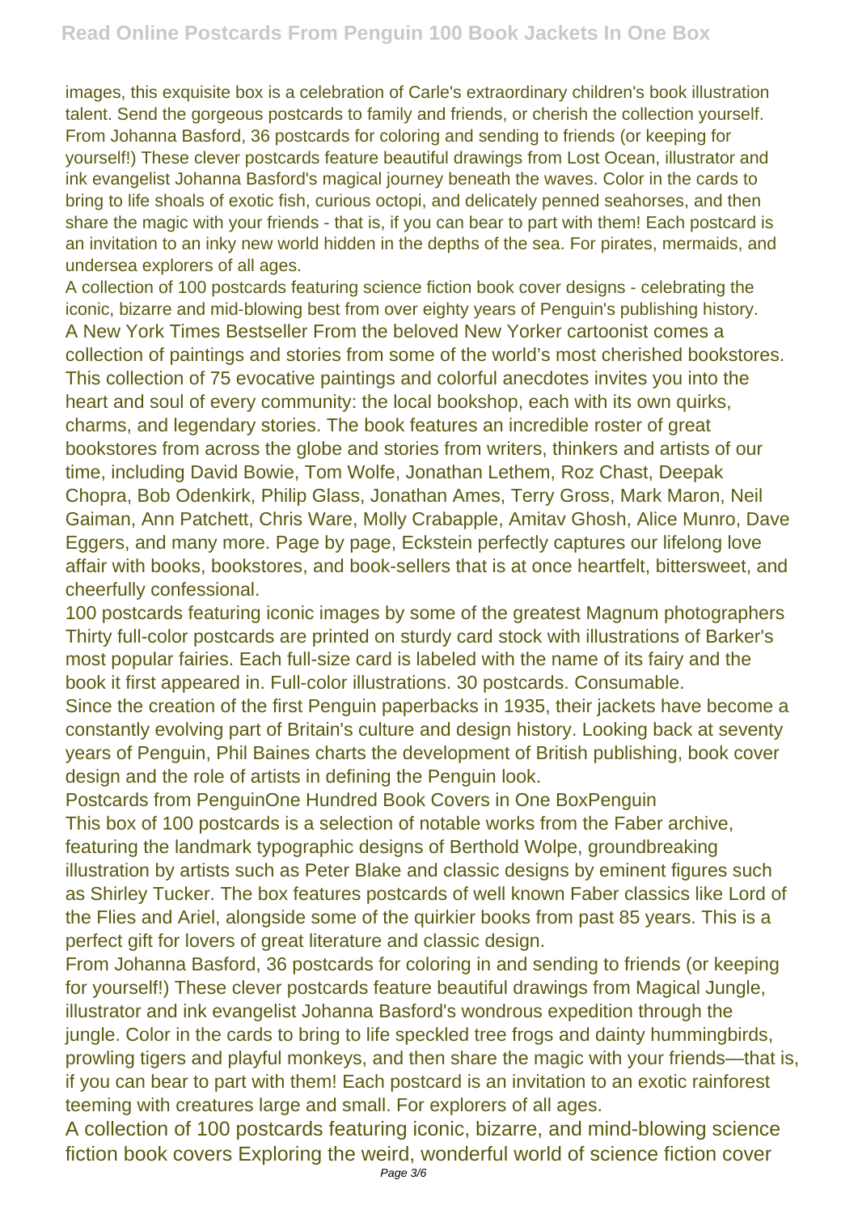images, this exquisite box is a celebration of Carle's extraordinary children's book illustration talent. Send the gorgeous postcards to family and friends, or cherish the collection yourself. From Johanna Basford, 36 postcards for coloring and sending to friends (or keeping for yourself!) These clever postcards feature beautiful drawings from Lost Ocean, illustrator and ink evangelist Johanna Basford's magical journey beneath the waves. Color in the cards to bring to life shoals of exotic fish, curious octopi, and delicately penned seahorses, and then share the magic with your friends - that is, if you can bear to part with them! Each postcard is an invitation to an inky new world hidden in the depths of the sea. For pirates, mermaids, and undersea explorers of all ages.

A collection of 100 postcards featuring science fiction book cover designs - celebrating the iconic, bizarre and mid-blowing best from over eighty years of Penguin's publishing history.

A New York Times Bestseller From the beloved New Yorker cartoonist comes a collection of paintings and stories from some of the world's most cherished bookstores. This collection of 75 evocative paintings and colorful anecdotes invites you into the heart and soul of every community: the local bookshop, each with its own quirks, charms, and legendary stories. The book features an incredible roster of great bookstores from across the globe and stories from writers, thinkers and artists of our time, including David Bowie, Tom Wolfe, Jonathan Lethem, Roz Chast, Deepak Chopra, Bob Odenkirk, Philip Glass, Jonathan Ames, Terry Gross, Mark Maron, Neil Gaiman, Ann Patchett, Chris Ware, Molly Crabapple, Amitav Ghosh, Alice Munro, Dave Eggers, and many more. Page by page, Eckstein perfectly captures our lifelong love affair with books, bookstores, and book-sellers that is at once heartfelt, bittersweet, and cheerfully confessional.

100 postcards featuring iconic images by some of the greatest Magnum photographers
Thirty full-color postcards are printed on sturdy card stock with illustrations of Barker's most popular fairies. Each full-size card is labeled with the name of its fairy and the book it first appeared in. Full-color illustrations. 30 postcards. Consumable.

Since the creation of the first Penguin paperbacks in 1935, their jackets have become a constantly evolving part of Britain's culture and design history. Looking back at seventy years of Penguin, Phil Baines charts the development of British publishing, book cover design and the role of artists in defining the Penguin look.

Postcards from PenguinOne Hundred Book Covers in One BoxPenguin

This box of 100 postcards is a selection of notable works from the Faber archive, featuring the landmark typographic designs of Berthold Wolpe, groundbreaking illustration by artists such as Peter Blake and classic designs by eminent figures such as Shirley Tucker. The box features postcards of well known Faber classics like Lord of the Flies and Ariel, alongside some of the quirkier books from past 85 years. This is a perfect gift for lovers of great literature and classic design.

From Johanna Basford, 36 postcards for coloring in and sending to friends (or keeping for yourself!) These clever postcards feature beautiful drawings from Magical Jungle, illustrator and ink evangelist Johanna Basford's wondrous expedition through the jungle. Color in the cards to bring to life speckled tree frogs and dainty hummingbirds, prowling tigers and playful monkeys, and then share the magic with your friends—that is, if you can bear to part with them! Each postcard is an invitation to an exotic rainforest teeming with creatures large and small. For explorers of all ages.

A collection of 100 postcards featuring iconic, bizarre, and mind-blowing science fiction book covers Exploring the weird, wonderful world of science fiction cover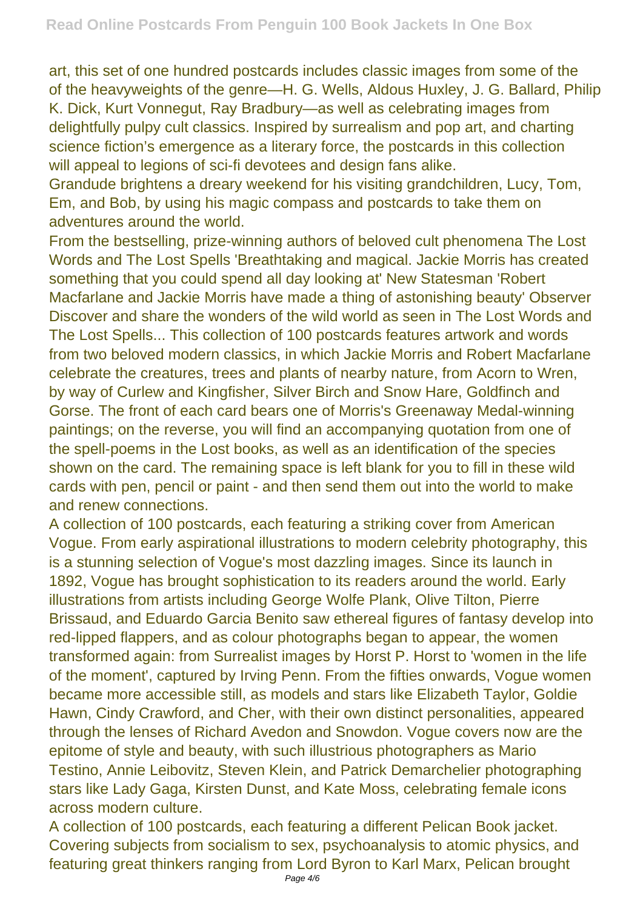art, this set of one hundred postcards includes classic images from some of the of the heavyweights of the genre—H. G. Wells, Aldous Huxley, J. G. Ballard, Philip K. Dick, Kurt Vonnegut, Ray Bradbury—as well as celebrating images from delightfully pulpy cult classics. Inspired by surrealism and pop art, and charting science fiction's emergence as a literary force, the postcards in this collection will appeal to legions of sci-fi devotees and design fans alike.

Grandude brightens a dreary weekend for his visiting grandchildren, Lucy, Tom, Em, and Bob, by using his magic compass and postcards to take them on adventures around the world.

From the bestselling, prize-winning authors of beloved cult phenomena The Lost Words and The Lost Spells 'Breathtaking and magical. Jackie Morris has created something that you could spend all day looking at' New Statesman 'Robert Macfarlane and Jackie Morris have made a thing of astonishing beauty' Observer Discover and share the wonders of the wild world as seen in The Lost Words and The Lost Spells... This collection of 100 postcards features artwork and words from two beloved modern classics, in which Jackie Morris and Robert Macfarlane celebrate the creatures, trees and plants of nearby nature, from Acorn to Wren, by way of Curlew and Kingfisher, Silver Birch and Snow Hare, Goldfinch and Gorse. The front of each card bears one of Morris's Greenaway Medal-winning paintings; on the reverse, you will find an accompanying quotation from one of the spell-poems in the Lost books, as well as an identification of the species shown on the card. The remaining space is left blank for you to fill in these wild cards with pen, pencil or paint - and then send them out into the world to make and renew connections.

A collection of 100 postcards, each featuring a striking cover from American Vogue. From early aspirational illustrations to modern celebrity photography, this is a stunning selection of Vogue's most dazzling images. Since its launch in 1892, Vogue has brought sophistication to its readers around the world. Early illustrations from artists including George Wolfe Plank, Olive Tilton, Pierre Brissaud, and Eduardo Garcia Benito saw ethereal figures of fantasy develop into red-lipped flappers, and as colour photographs began to appear, the women transformed again: from Surrealist images by Horst P. Horst to 'women in the life of the moment', captured by Irving Penn. From the fifties onwards, Vogue women became more accessible still, as models and stars like Elizabeth Taylor, Goldie Hawn, Cindy Crawford, and Cher, with their own distinct personalities, appeared through the lenses of Richard Avedon and Snowdon. Vogue covers now are the epitome of style and beauty, with such illustrious photographers as Mario Testino, Annie Leibovitz, Steven Klein, and Patrick Demarchelier photographing stars like Lady Gaga, Kirsten Dunst, and Kate Moss, celebrating female icons across modern culture.

A collection of 100 postcards, each featuring a different Pelican Book jacket. Covering subjects from socialism to sex, psychoanalysis to atomic physics, and featuring great thinkers ranging from Lord Byron to Karl Marx, Pelican brought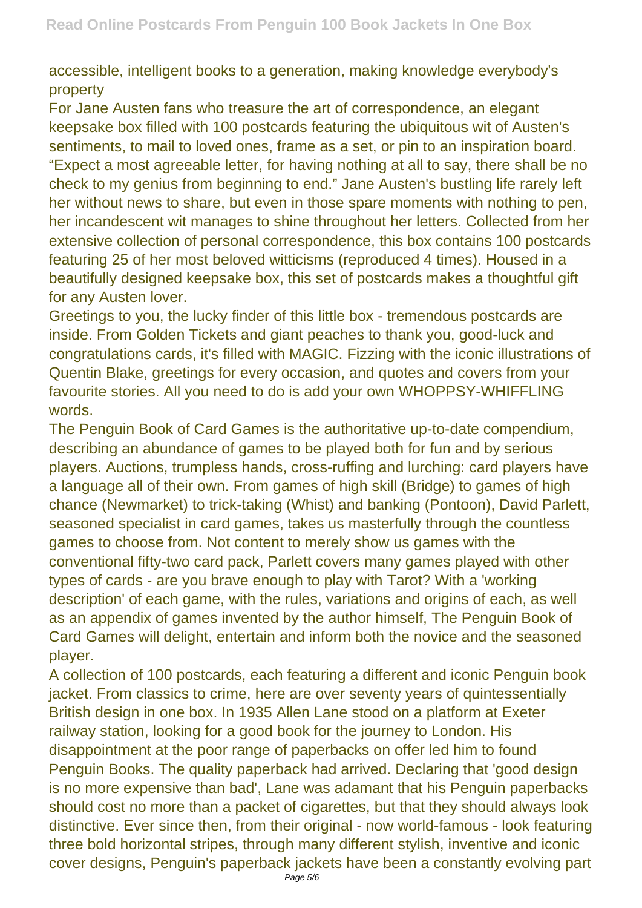accessible, intelligent books to a generation, making knowledge everybody's property

For Jane Austen fans who treasure the art of correspondence, an elegant keepsake box filled with 100 postcards featuring the ubiquitous wit of Austen's sentiments, to mail to loved ones, frame as a set, or pin to an inspiration board. "Expect a most agreeable letter, for having nothing at all to say, there shall be no check to my genius from beginning to end." Jane Austen's bustling life rarely left her without news to share, but even in those spare moments with nothing to pen, her incandescent wit manages to shine throughout her letters. Collected from her extensive collection of personal correspondence, this box contains 100 postcards featuring 25 of her most beloved witticisms (reproduced 4 times). Housed in a beautifully designed keepsake box, this set of postcards makes a thoughtful gift for any Austen lover.

Greetings to you, the lucky finder of this little box - tremendous postcards are inside. From Golden Tickets and giant peaches to thank you, good-luck and congratulations cards, it's filled with MAGIC. Fizzing with the iconic illustrations of Quentin Blake, greetings for every occasion, and quotes and covers from your favourite stories. All you need to do is add your own WHOPPSY-WHIFFLING words.

The Penguin Book of Card Games is the authoritative up-to-date compendium, describing an abundance of games to be played both for fun and by serious players. Auctions, trumpless hands, cross-ruffing and lurching: card players have a language all of their own. From games of high skill (Bridge) to games of high chance (Newmarket) to trick-taking (Whist) and banking (Pontoon), David Parlett, seasoned specialist in card games, takes us masterfully through the countless games to choose from. Not content to merely show us games with the conventional fifty-two card pack, Parlett covers many games played with other types of cards - are you brave enough to play with Tarot? With a 'working description' of each game, with the rules, variations and origins of each, as well as an appendix of games invented by the author himself, The Penguin Book of Card Games will delight, entertain and inform both the novice and the seasoned player.

A collection of 100 postcards, each featuring a different and iconic Penguin book jacket. From classics to crime, here are over seventy years of quintessentially British design in one box. In 1935 Allen Lane stood on a platform at Exeter railway station, looking for a good book for the journey to London. His disappointment at the poor range of paperbacks on offer led him to found Penguin Books. The quality paperback had arrived. Declaring that 'good design is no more expensive than bad', Lane was adamant that his Penguin paperbacks should cost no more than a packet of cigarettes, but that they should always look distinctive. Ever since then, from their original - now world-famous - look featuring three bold horizontal stripes, through many different stylish, inventive and iconic cover designs, Penguin's paperback jackets have been a constantly evolving part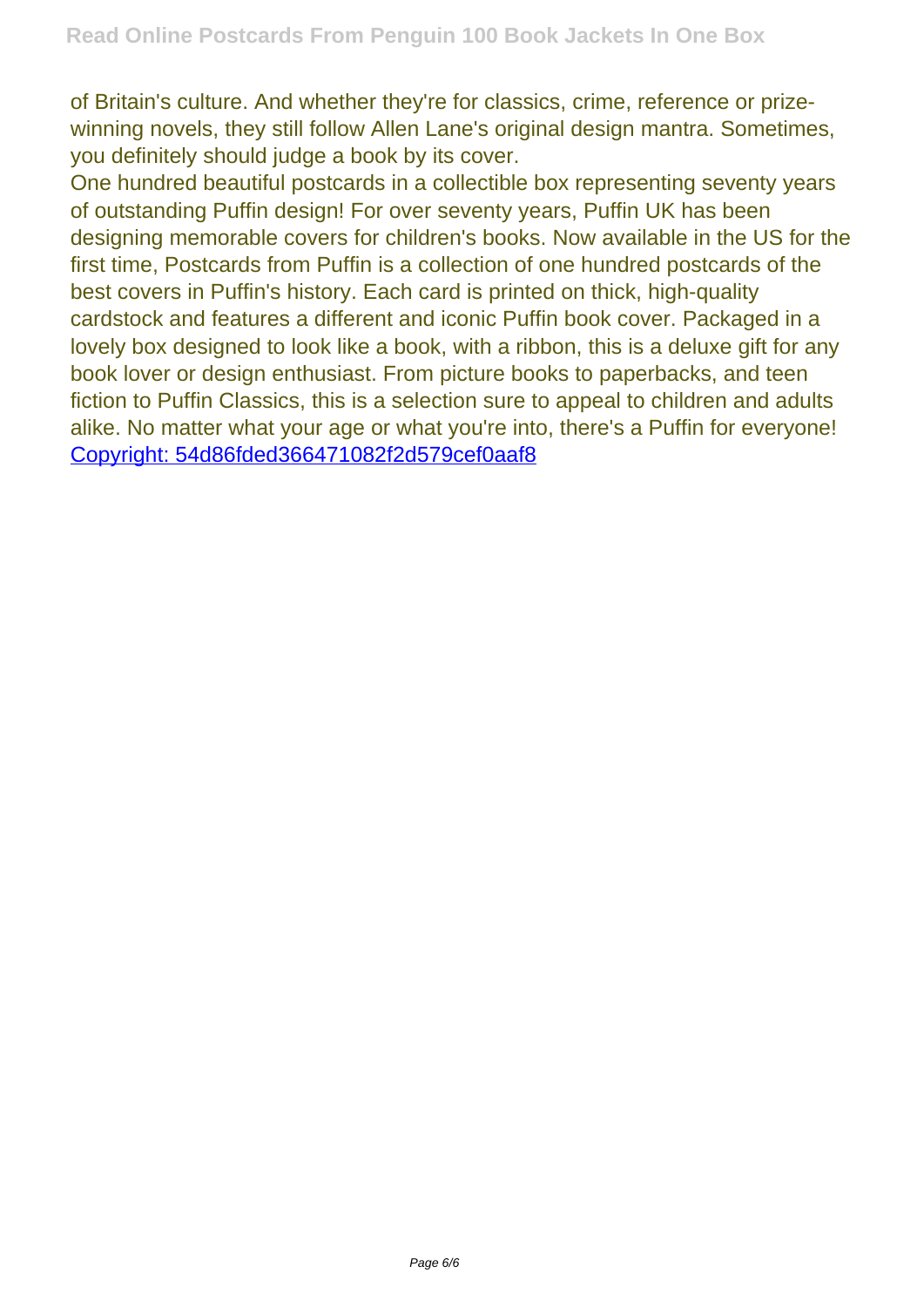of Britain's culture. And whether they're for classics, crime, reference or prize-winning novels, they still follow Allen Lane's original design mantra. Sometimes, you definitely should judge a book by its cover.

One hundred beautiful postcards in a collectible box representing seventy years of outstanding Puffin design! For over seventy years, Puffin UK has been designing memorable covers for children's books. Now available in the US for the first time, Postcards from Puffin is a collection of one hundred postcards of the best covers in Puffin's history. Each card is printed on thick, high-quality cardstock and features a different and iconic Puffin book cover. Packaged in a lovely box designed to look like a book, with a ribbon, this is a deluxe gift for any book lover or design enthusiast. From picture books to paperbacks, and teen fiction to Puffin Classics, this is a selection sure to appeal to children and adults alike. No matter what your age or what you're into, there's a Puffin for everyone!

Copyright: 54d86fded366471082f2d579cef0aaf8